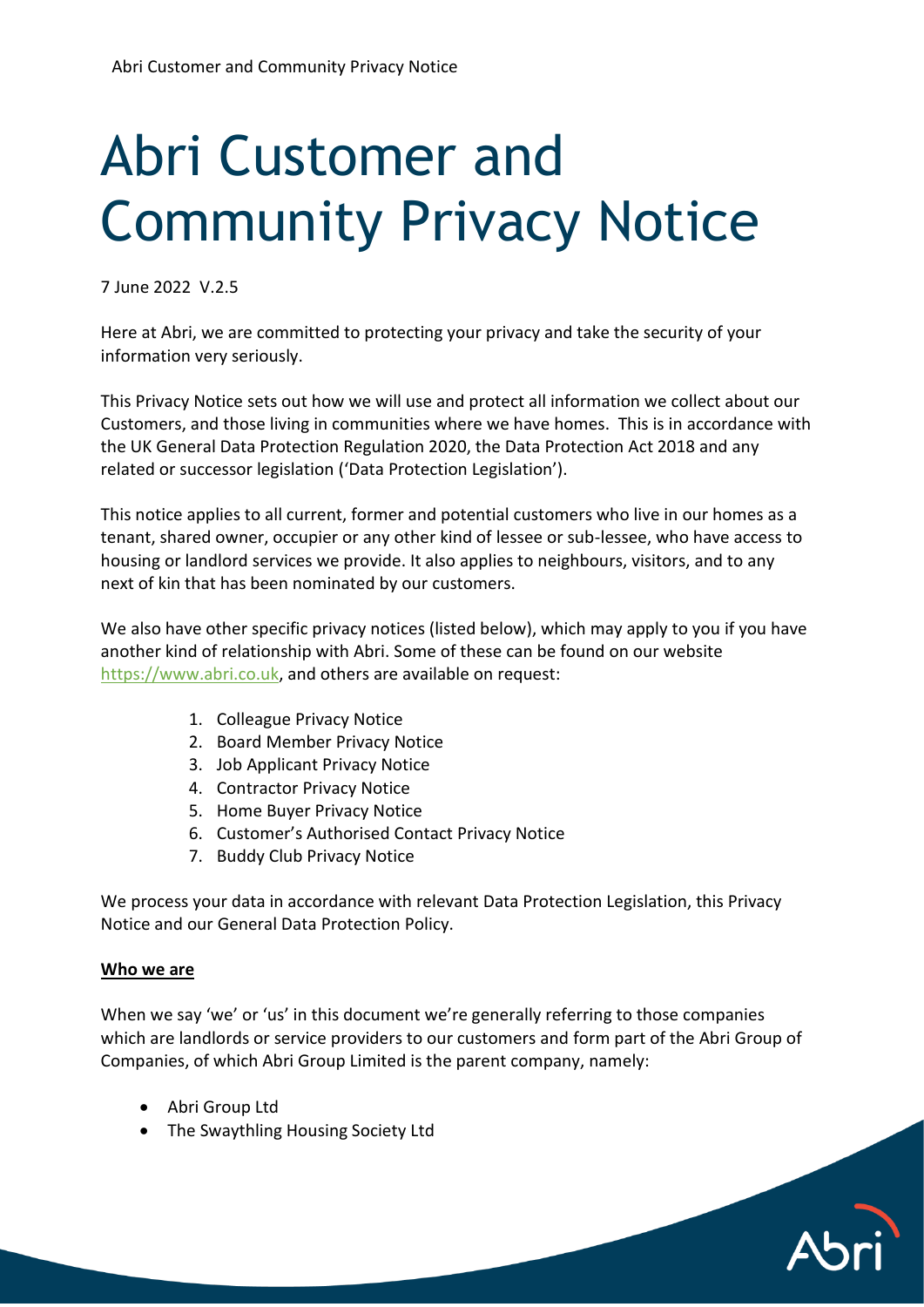# Abri Customer and Community Privacy Notice

7 June 2022 V.2.5

Here at Abri, we are committed to protecting your privacy and take the security of your information very seriously.

This Privacy Notice sets out how we will use and protect all information we collect about our Customers, and those living in communities where we have homes. This is in accordance with the UK General Data Protection Regulation 2020, the Data Protection Act 2018 and any related or successor legislation ('Data Protection Legislation').

This notice applies to all current, former and potential customers who live in our homes as a tenant, shared owner, occupier or any other kind of lessee or sub-lessee, who have access to housing or landlord services we provide. It also applies to neighbours, visitors, and to any next of kin that has been nominated by our customers.

We also have other specific privacy notices (listed below), which may apply to you if you have another kind of relationship with Abri. Some of these can be found on our website https://www.abri.co.uk, and others are available on request:

1. Colleague Privacy Notice
2. Board Member Privacy Notice
3. Job Applicant Privacy Notice
4. Contractor Privacy Notice
5. Home Buyer Privacy Notice
6. Customer's Authorised Contact Privacy Notice
7. Buddy Club Privacy Notice

We process your data in accordance with relevant Data Protection Legislation, this Privacy Notice and our General Data Protection Policy.

## Who we are

When we say 'we' or 'us' in this document we're generally referring to those companies which are landlords or service providers to our customers and form part of the Abri Group of Companies, of which Abri Group Limited is the parent company, namely:

- Abri Group Ltd
- The Swaythling Housing Society Ltd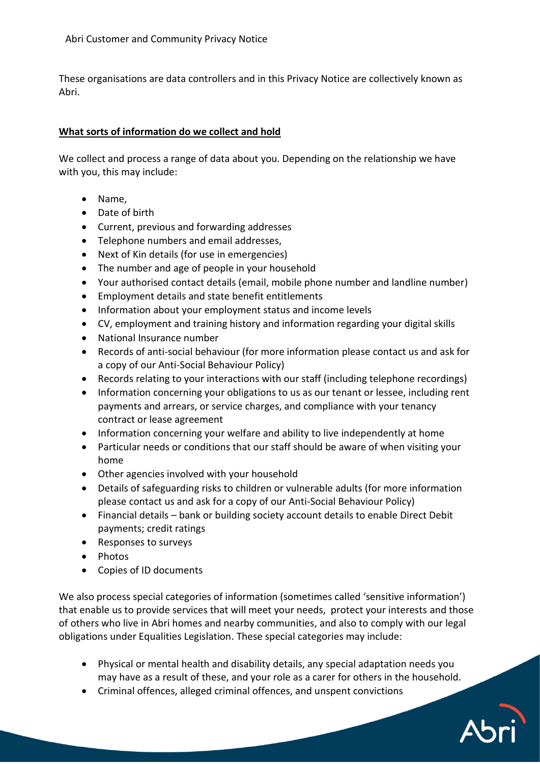These organisations are data controllers and in this Privacy Notice are collectively known as Abri.

**What sorts of information do we collect and hold**

We collect and process a range of data about you. Depending on the relationship we have with you, this may include:

- Name,
- Date of birth
- Current, previous and forwarding addresses
- Telephone numbers and email addresses,
- Next of Kin details (for use in emergencies)
- The number and age of people in your household
- Your authorised contact details (email, mobile phone number and landline number)
- Employment details and state benefit entitlements
- Information about your employment status and income levels
- CV, employment and training history and information regarding your digital skills
- National Insurance number
- Records of anti-social behaviour (for more information please contact us and ask for a copy of our Anti-Social Behaviour Policy)
- Records relating to your interactions with our staff (including telephone recordings)
- Information concerning your obligations to us as our tenant or lessee, including rent payments and arrears, or service charges, and compliance with your tenancy contract or lease agreement
- Information concerning your welfare and ability to live independently at home
- Particular needs or conditions that our staff should be aware of when visiting your home
- Other agencies involved with your household
- Details of safeguarding risks to children or vulnerable adults (for more information please contact us and ask for a copy of our Anti-Social Behaviour Policy)
- Financial details – bank or building society account details to enable Direct Debit payments; credit ratings
- Responses to surveys
- Photos
- Copies of ID documents

We also process special categories of information (sometimes called 'sensitive information') that enable us to provide services that will meet your needs, protect your interests and those of others who live in Abri homes and nearby communities, and also to comply with our legal obligations under Equalities Legislation. These special categories may include:

- Physical or mental health and disability details, any special adaptation needs you may have as a result of these, and your role as a carer for others in the household.
- Criminal offences, alleged criminal offences, and unspent convictions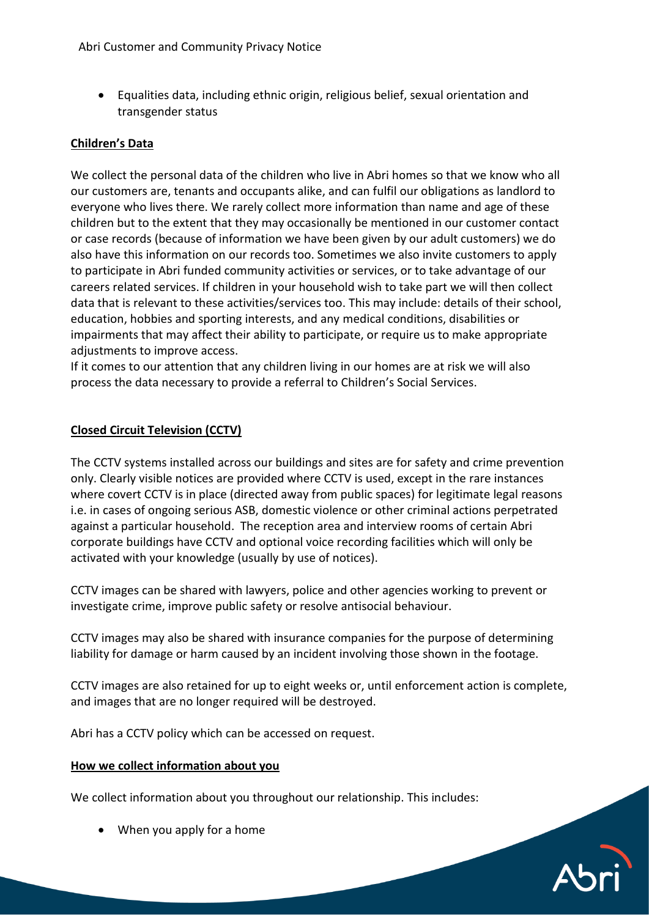- Equalities data, including ethnic origin, religious belief, sexual orientation and transgender status

**Children's Data**

We collect the personal data of the children who live in Abri homes so that we know who all our customers are, tenants and occupants alike, and can fulfil our obligations as landlord to everyone who lives there. We rarely collect more information than name and age of these children but to the extent that they may occasionally be mentioned in our customer contact or case records (because of information we have been given by our adult customers) we do also have this information on our records too. Sometimes we also invite customers to apply to participate in Abri funded community activities or services, or to take advantage of our careers related services. If children in your household wish to take part we will then collect data that is relevant to these activities/services too. This may include: details of their school, education, hobbies and sporting interests, and any medical conditions, disabilities or impairments that may affect their ability to participate, or require us to make appropriate adjustments to improve access.
If it comes to our attention that any children living in our homes are at risk we will also process the data necessary to provide a referral to Children's Social Services.

**Closed Circuit Television (CCTV)**

The CCTV systems installed across our buildings and sites are for safety and crime prevention only. Clearly visible notices are provided where CCTV is used, except in the rare instances where covert CCTV is in place (directed away from public spaces) for legitimate legal reasons i.e. in cases of ongoing serious ASB, domestic violence or other criminal actions perpetrated against a particular household. The reception area and interview rooms of certain Abri corporate buildings have CCTV and optional voice recording facilities which will only be activated with your knowledge (usually by use of notices).

CCTV images can be shared with lawyers, police and other agencies working to prevent or investigate crime, improve public safety or resolve antisocial behaviour.

CCTV images may also be shared with insurance companies for the purpose of determining liability for damage or harm caused by an incident involving those shown in the footage.

CCTV images are also retained for up to eight weeks or, until enforcement action is complete, and images that are no longer required will be destroyed.

Abri has a CCTV policy which can be accessed on request.

**How we collect information about you**

We collect information about you throughout our relationship. This includes:

- When you apply for a home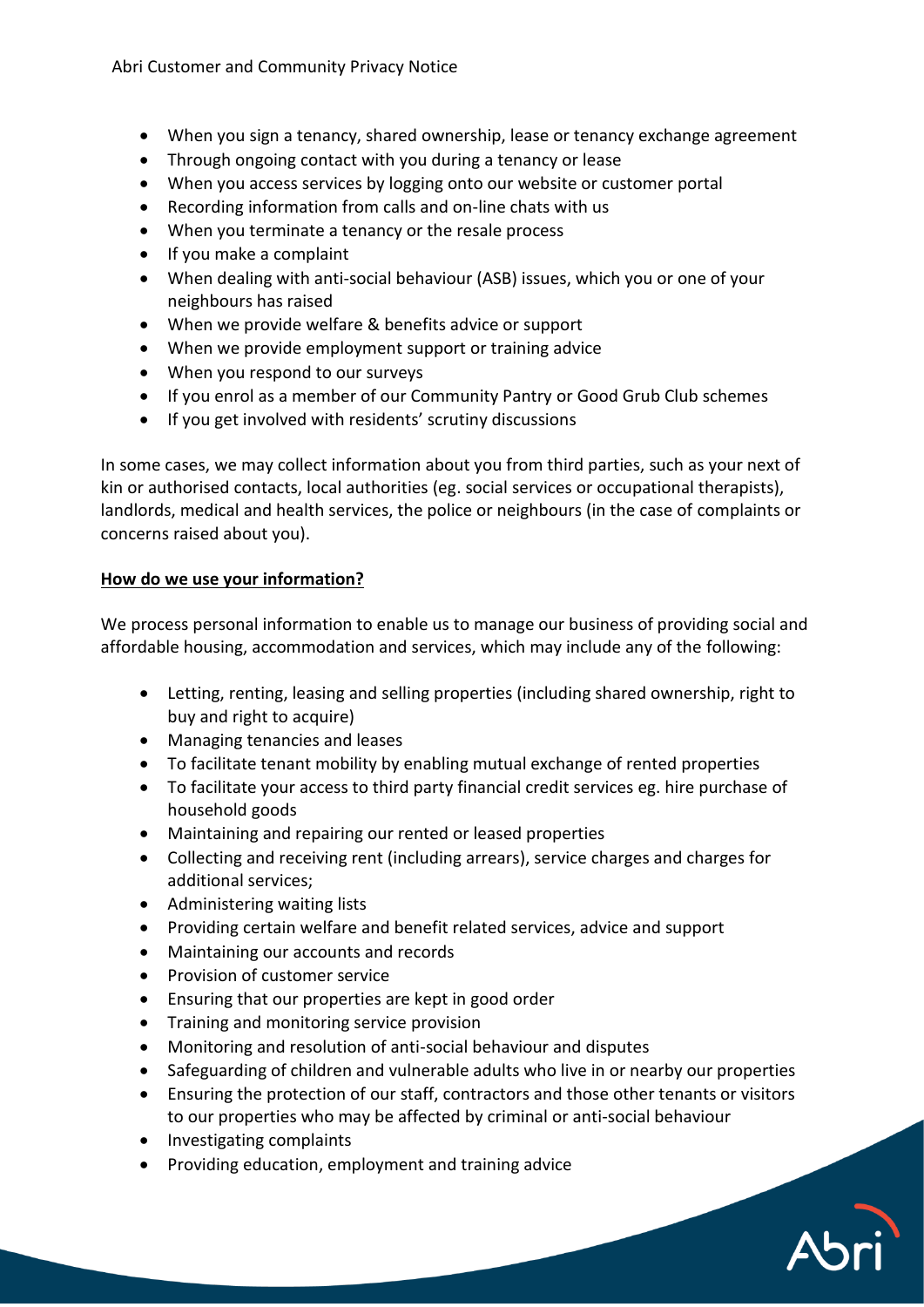- When you sign a tenancy, shared ownership, lease or tenancy exchange agreement
- Through ongoing contact with you during a tenancy or lease
- When you access services by logging onto our website or customer portal
- Recording information from calls and on-line chats with us
- When you terminate a tenancy or the resale process
- If you make a complaint
- When dealing with anti-social behaviour (ASB) issues, which you or one of your neighbours has raised
- When we provide welfare & benefits advice or support
- When we provide employment support or training advice
- When you respond to our surveys
- If you enrol as a member of our Community Pantry or Good Grub Club schemes
- If you get involved with residents' scrutiny discussions

In some cases, we may collect information about you from third parties, such as your next of kin or authorised contacts, local authorities (eg. social services or occupational therapists), landlords, medical and health services, the police or neighbours (in the case of complaints or concerns raised about you).

## How do we use your information?

We process personal information to enable us to manage our business of providing social and affordable housing, accommodation and services, which may include any of the following:

- Letting, renting, leasing and selling properties (including shared ownership, right to buy and right to acquire)
- Managing tenancies and leases
- To facilitate tenant mobility by enabling mutual exchange of rented properties
- To facilitate your access to third party financial credit services eg. hire purchase of household goods
- Maintaining and repairing our rented or leased properties
- Collecting and receiving rent (including arrears), service charges and charges for additional services;
- Administering waiting lists
- Providing certain welfare and benefit related services, advice and support
- Maintaining our accounts and records
- Provision of customer service
- Ensuring that our properties are kept in good order
- Training and monitoring service provision
- Monitoring and resolution of anti-social behaviour and disputes
- Safeguarding of children and vulnerable adults who live in or nearby our properties
- Ensuring the protection of our staff, contractors and those other tenants or visitors to our properties who may be affected by criminal or anti-social behaviour
- Investigating complaints
- Providing education, employment and training advice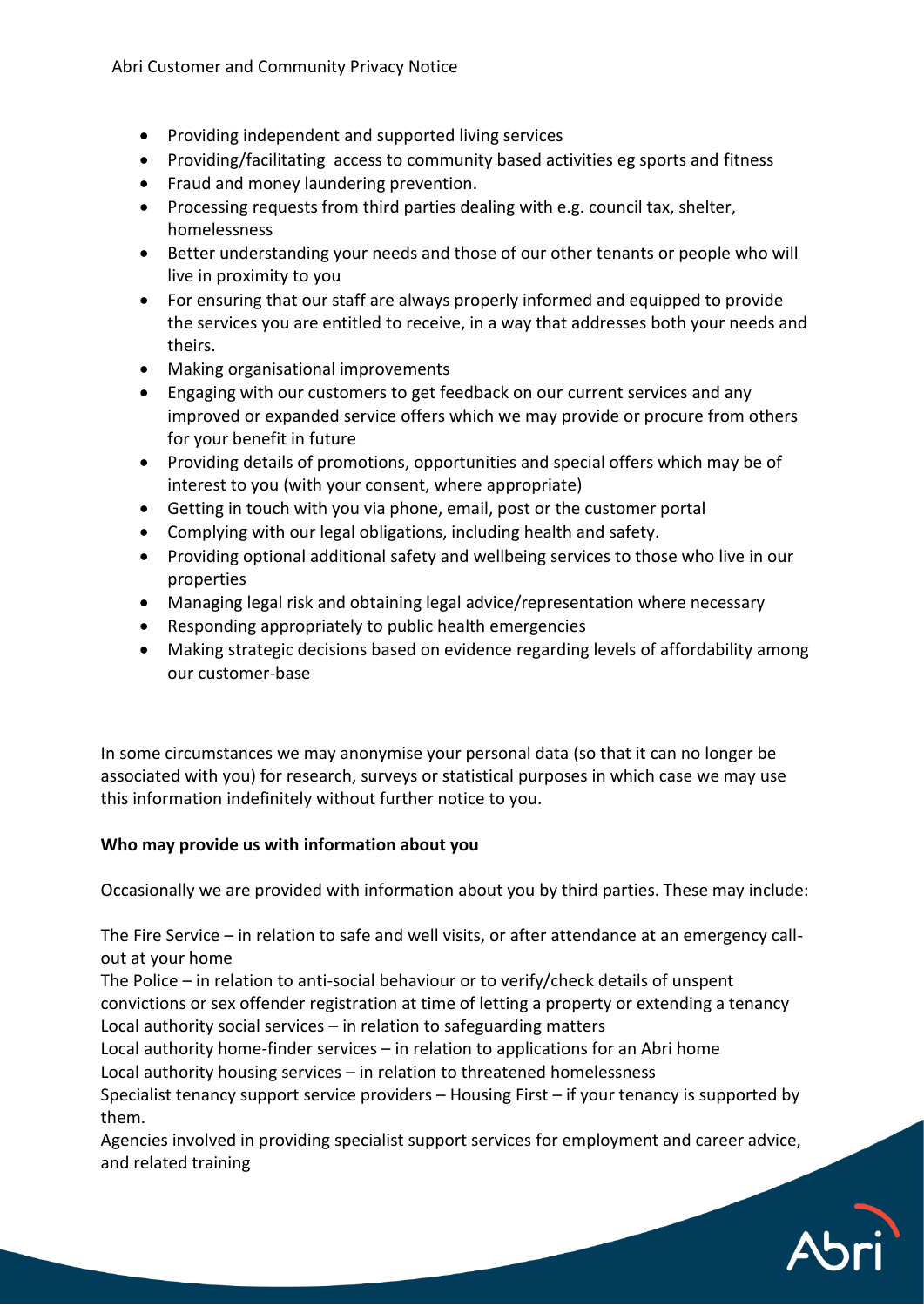- Providing independent and supported living services
- Providing/facilitating  access to community based activities eg sports and fitness
- Fraud and money laundering prevention.
- Processing requests from third parties dealing with e.g. council tax, shelter, homelessness
- Better understanding your needs and those of our other tenants or people who will live in proximity to you
- For ensuring that our staff are always properly informed and equipped to provide the services you are entitled to receive, in a way that addresses both your needs and theirs.
- Making organisational improvements
- Engaging with our customers to get feedback on our current services and any improved or expanded service offers which we may provide or procure from others for your benefit in future
- Providing details of promotions, opportunities and special offers which may be of interest to you (with your consent, where appropriate)
- Getting in touch with you via phone, email, post or the customer portal
- Complying with our legal obligations, including health and safety.
- Providing optional additional safety and wellbeing services to those who live in our properties
- Managing legal risk and obtaining legal advice/representation where necessary
- Responding appropriately to public health emergencies
- Making strategic decisions based on evidence regarding levels of affordability among our customer-base

In some circumstances we may anonymise your personal data (so that it can no longer be associated with you) for research, surveys or statistical purposes in which case we may use this information indefinitely without further notice to you.

**Who may provide us with information about you**

Occasionally we are provided with information about you by third parties. These may include:

The Fire Service – in relation to safe and well visits, or after attendance at an emergency call-out at your home
The Police – in relation to anti-social behaviour or to verify/check details of unspent convictions or sex offender registration at time of letting a property or extending a tenancy
Local authority social services – in relation to safeguarding matters
Local authority home-finder services – in relation to applications for an Abri home
Local authority housing services – in relation to threatened homelessness
Specialist tenancy support service providers – Housing First – if your tenancy is supported by them.
Agencies involved in providing specialist support services for employment and career advice, and related training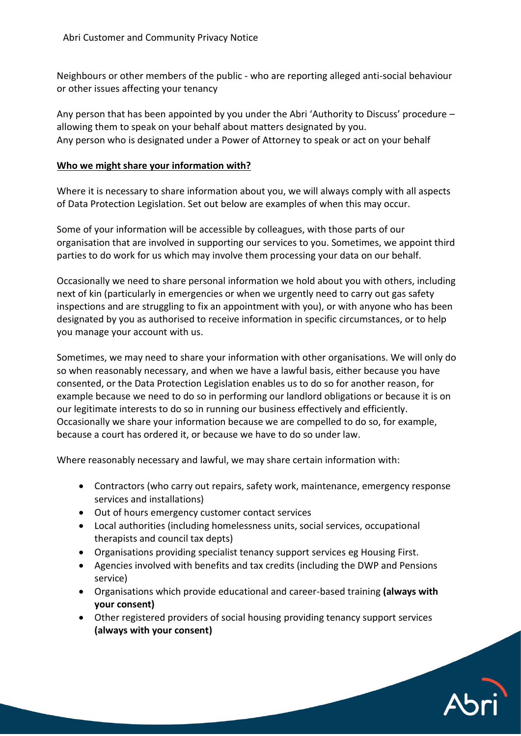Neighbours or other members of the public - who are reporting alleged anti-social behaviour or other issues affecting your tenancy

Any person that has been appointed by you under the Abri 'Authority to Discuss' procedure – allowing them to speak on your behalf about matters designated by you.
Any person who is designated under a Power of Attorney to speak or act on your behalf

**Who we might share your information with?**

Where it is necessary to share information about you, we will always comply with all aspects of Data Protection Legislation. Set out below are examples of when this may occur.

Some of your information will be accessible by colleagues, with those parts of our organisation that are involved in supporting our services to you. Sometimes, we appoint third parties to do work for us which may involve them processing your data on our behalf.

Occasionally we need to share personal information we hold about you with others, including next of kin (particularly in emergencies or when we urgently need to carry out gas safety inspections and are struggling to fix an appointment with you), or with anyone who has been designated by you as authorised to receive information in specific circumstances, or to help you manage your account with us.

Sometimes, we may need to share your information with other organisations. We will only do so when reasonably necessary, and when we have a lawful basis, either because you have consented, or the Data Protection Legislation enables us to do so for another reason, for example because we need to do so in performing our landlord obligations or because it is on our legitimate interests to do so in running our business effectively and efficiently. Occasionally we share your information because we are compelled to do so, for example, because a court has ordered it, or because we have to do so under law.

Where reasonably necessary and lawful, we may share certain information with:

- Contractors (who carry out repairs, safety work, maintenance, emergency response services and installations)
- Out of hours emergency customer contact services
- Local authorities (including homelessness units, social services, occupational therapists and council tax depts)
- Organisations providing specialist tenancy support services eg Housing First.
- Agencies involved with benefits and tax credits (including the DWP and Pensions service)
- Organisations which provide educational and career-based training **(always with your consent)**
- Other registered providers of social housing providing tenancy support services **(always with your consent)**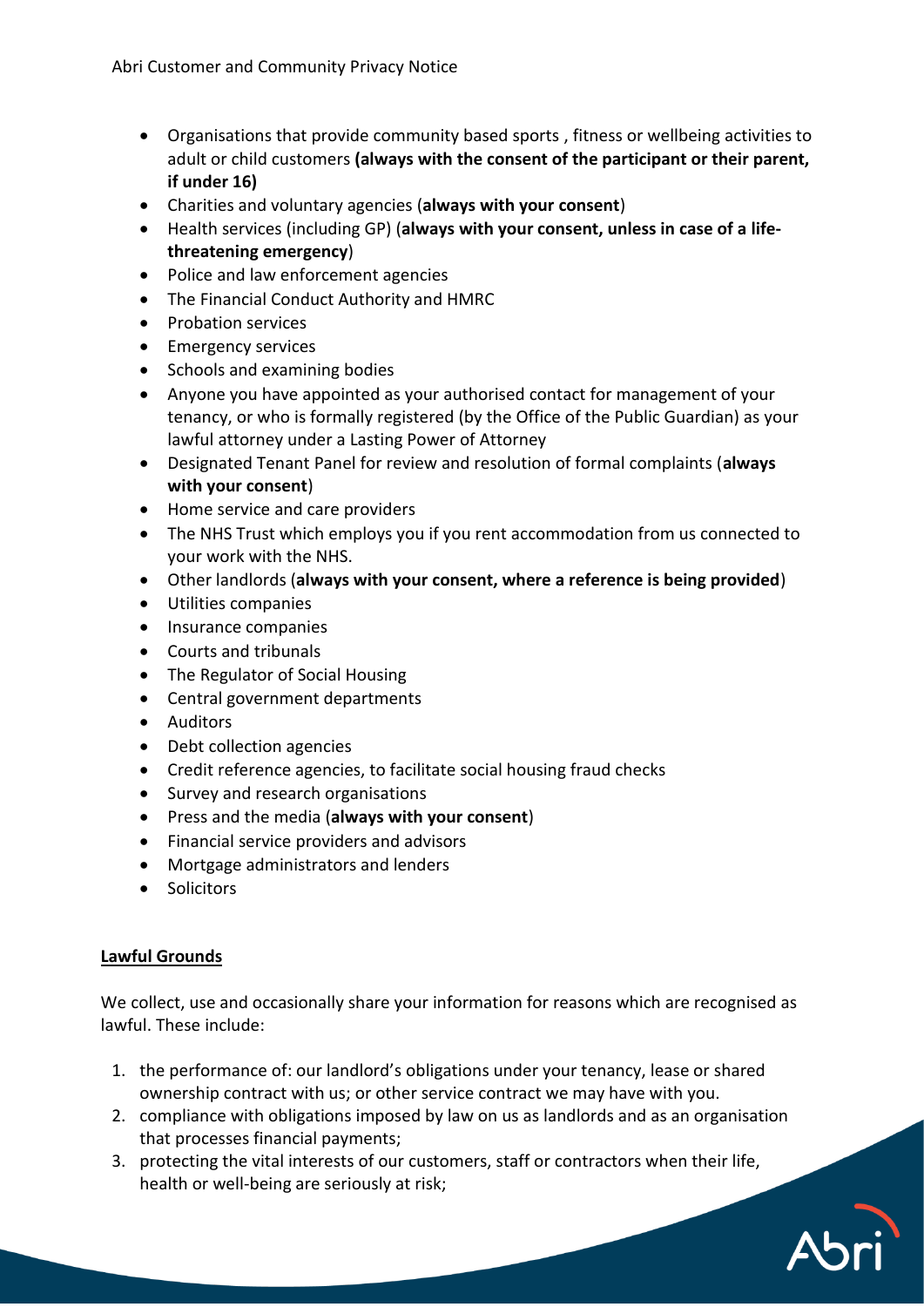- Organisations that provide community based sports , fitness or wellbeing activities to adult or child customers **(always with the consent of the participant or their parent, if under 16)**
- Charities and voluntary agencies (**always with your consent**)
- Health services (including GP) (**always with your consent, unless in case of a life-threatening emergency**)
- Police and law enforcement agencies
- The Financial Conduct Authority and HMRC
- Probation services
- Emergency services
- Schools and examining bodies
- Anyone you have appointed as your authorised contact for management of your tenancy, or who is formally registered (by the Office of the Public Guardian) as your lawful attorney under a Lasting Power of Attorney
- Designated Tenant Panel for review and resolution of formal complaints (**always with your consent**)
- Home service and care providers
- The NHS Trust which employs you if you rent accommodation from us connected to your work with the NHS.
- Other landlords (**always with your consent, where a reference is being provided**)
- Utilities companies
- Insurance companies
- Courts and tribunals
- The Regulator of Social Housing
- Central government departments
- Auditors
- Debt collection agencies
- Credit reference agencies, to facilitate social housing fraud checks
- Survey and research organisations
- Press and the media (**always with your consent**)
- Financial service providers and advisors
- Mortgage administrators and lenders
- Solicitors

## Lawful Grounds

We collect, use and occasionally share your information for reasons which are recognised as lawful. These include:

1. the performance of: our landlord's obligations under your tenancy, lease or shared ownership contract with us; or other service contract we may have with you.
2. compliance with obligations imposed by law on us as landlords and as an organisation that processes financial payments;
3. protecting the vital interests of our customers, staff or contractors when their life, health or well-being are seriously at risk;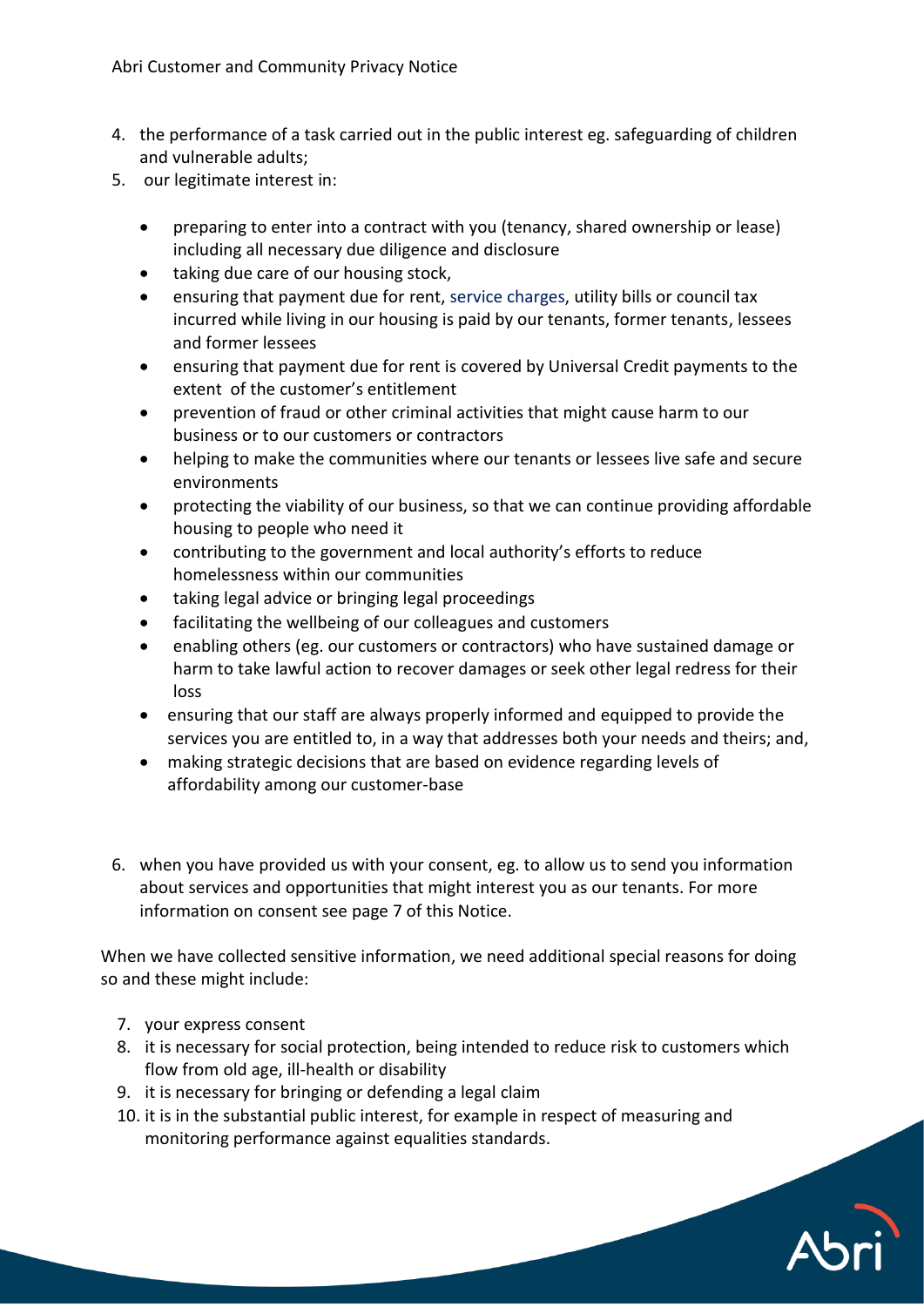4. the performance of a task carried out in the public interest eg. safeguarding of children and vulnerable adults;
5. our legitimate interest in:

    - preparing to enter into a contract with you (tenancy, shared ownership or lease) including all necessary due diligence and disclosure
    - taking due care of our housing stock,
    - ensuring that payment due for rent, service charges, utility bills or council tax incurred while living in our housing is paid by our tenants, former tenants, lessees and former lessees
    - ensuring that payment due for rent is covered by Universal Credit payments to the extent of the customer's entitlement
    - prevention of fraud or other criminal activities that might cause harm to our business or to our customers or contractors
    - helping to make the communities where our tenants or lessees live safe and secure environments
    - protecting the viability of our business, so that we can continue providing affordable housing to people who need it
    - contributing to the government and local authority's efforts to reduce homelessness within our communities
    - taking legal advice or bringing legal proceedings
    - facilitating the wellbeing of our colleagues and customers
    - enabling others (eg. our customers or contractors) who have sustained damage or harm to take lawful action to recover damages or seek other legal redress for their loss
    - ensuring that our staff are always properly informed and equipped to provide the services you are entitled to, in a way that addresses both your needs and theirs; and,
    - making strategic decisions that are based on evidence regarding levels of affordability among our customer-base

6. when you have provided us with your consent, eg. to allow us to send you information about services and opportunities that might interest you as our tenants. For more information on consent see page 7 of this Notice.

When we have collected sensitive information, we need additional special reasons for doing so and these might include:

7. your express consent
8. it is necessary for social protection, being intended to reduce risk to customers which flow from old age, ill-health or disability
9. it is necessary for bringing or defending a legal claim
10. it is in the substantial public interest, for example in respect of measuring and monitoring performance against equalities standards.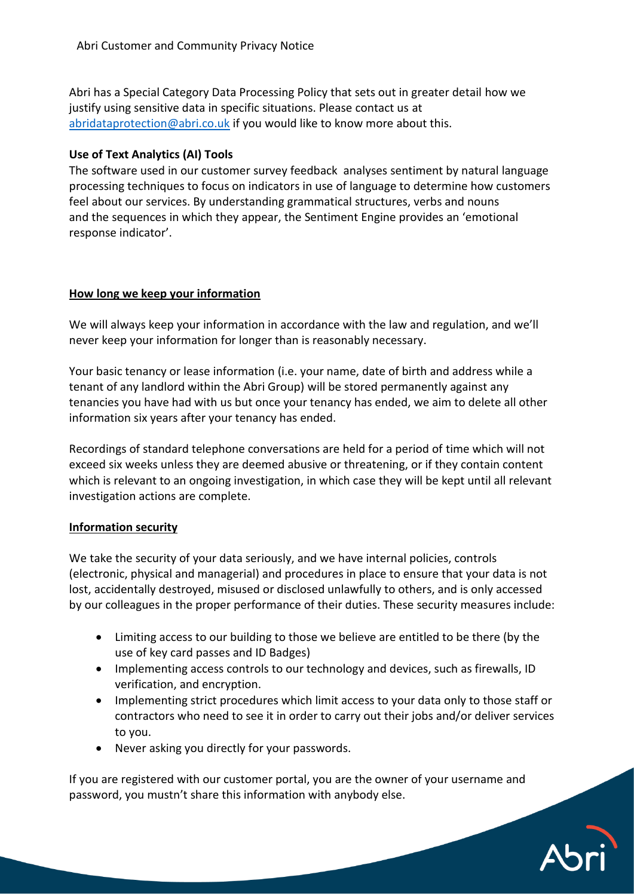Abri has a Special Category Data Processing Policy that sets out in greater detail how we justify using sensitive data in specific situations. Please contact us at [abridataprotection@abri.co.uk](mailto:abridataprotection@abri.co.uk) if you would like to know more about this.

**Use of Text Analytics (AI) Tools**

The software used in our customer survey feedback analyses sentiment by natural language processing techniques to focus on indicators in use of language to determine how customers feel about our services. By understanding grammatical structures, verbs and nouns and the sequences in which they appear, the Sentiment Engine provides an 'emotional response indicator'.

## How long we keep your information

We will always keep your information in accordance with the law and regulation, and we'll never keep your information for longer than is reasonably necessary.

Your basic tenancy or lease information (i.e. your name, date of birth and address while a tenant of any landlord within the Abri Group) will be stored permanently against any tenancies you have had with us but once your tenancy has ended, we aim to delete all other information six years after your tenancy has ended.

Recordings of standard telephone conversations are held for a period of time which will not exceed six weeks unless they are deemed abusive or threatening, or if they contain content which is relevant to an ongoing investigation, in which case they will be kept until all relevant investigation actions are complete.

## Information security

We take the security of your data seriously, and we have internal policies, controls (electronic, physical and managerial) and procedures in place to ensure that your data is not lost, accidentally destroyed, misused or disclosed unlawfully to others, and is only accessed by our colleagues in the proper performance of their duties. These security measures include:

- Limiting access to our building to those we believe are entitled to be there (by the use of key card passes and ID Badges)
- Implementing access controls to our technology and devices, such as firewalls, ID verification, and encryption.
- Implementing strict procedures which limit access to your data only to those staff or contractors who need to see it in order to carry out their jobs and/or deliver services to you.
- Never asking you directly for your passwords.

If you are registered with our customer portal, you are the owner of your username and password, you mustn't share this information with anybody else.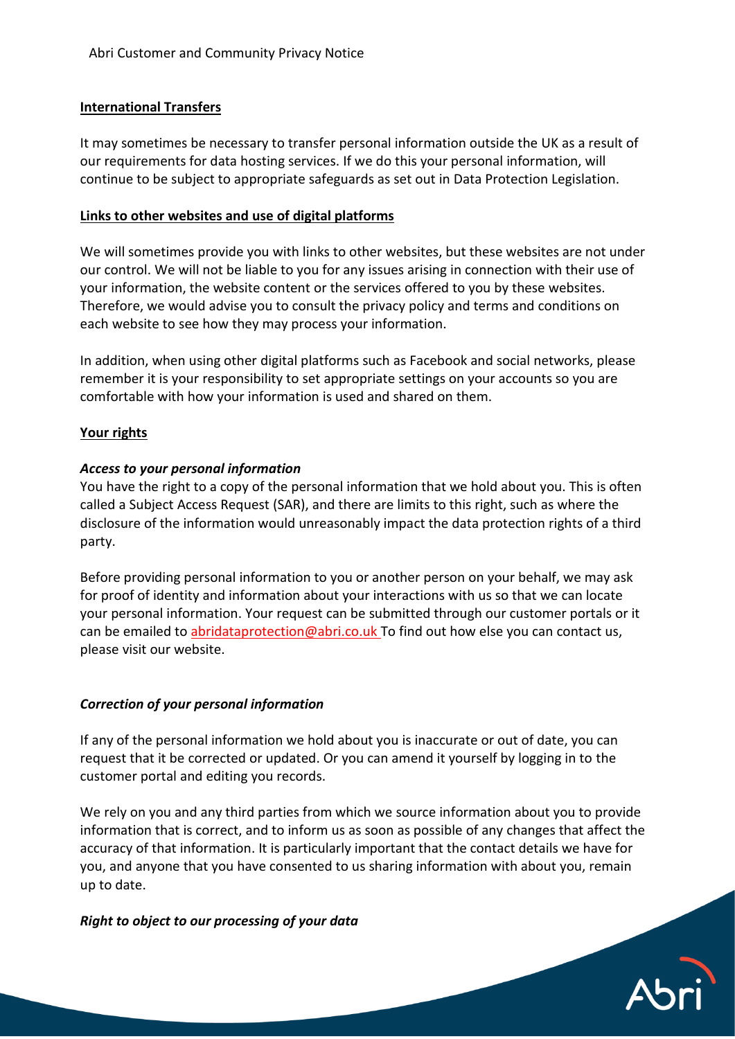## International Transfers

It may sometimes be necessary to transfer personal information outside the UK as a result of our requirements for data hosting services. If we do this your personal information, will continue to be subject to appropriate safeguards as set out in Data Protection Legislation.

## Links to other websites and use of digital platforms

We will sometimes provide you with links to other websites, but these websites are not under our control. We will not be liable to you for any issues arising in connection with their use of your information, the website content or the services offered to you by these websites. Therefore, we would advise you to consult the privacy policy and terms and conditions on each website to see how they may process your information.

In addition, when using other digital platforms such as Facebook and social networks, please remember it is your responsibility to set appropriate settings on your accounts so you are comfortable with how your information is used and shared on them.

## Your rights

### *Access to your personal information*

You have the right to a copy of the personal information that we hold about you. This is often called a Subject Access Request (SAR), and there are limits to this right, such as where the disclosure of the information would unreasonably impact the data protection rights of a third party.

Before providing personal information to you or another person on your behalf, we may ask for proof of identity and information about your interactions with us so that we can locate your personal information. Your request can be submitted through our customer portals or it can be emailed to abridataprotection@abri.co.uk To find out how else you can contact us, please visit our website.

### *Correction of your personal information*

If any of the personal information we hold about you is inaccurate or out of date, you can request that it be corrected or updated. Or you can amend it yourself by logging in to the customer portal and editing you records.

We rely on you and any third parties from which we source information about you to provide information that is correct, and to inform us as soon as possible of any changes that affect the accuracy of that information. It is particularly important that the contact details we have for you, and anyone that you have consented to us sharing information with about you, remain up to date.

### *Right to object to our processing of your data*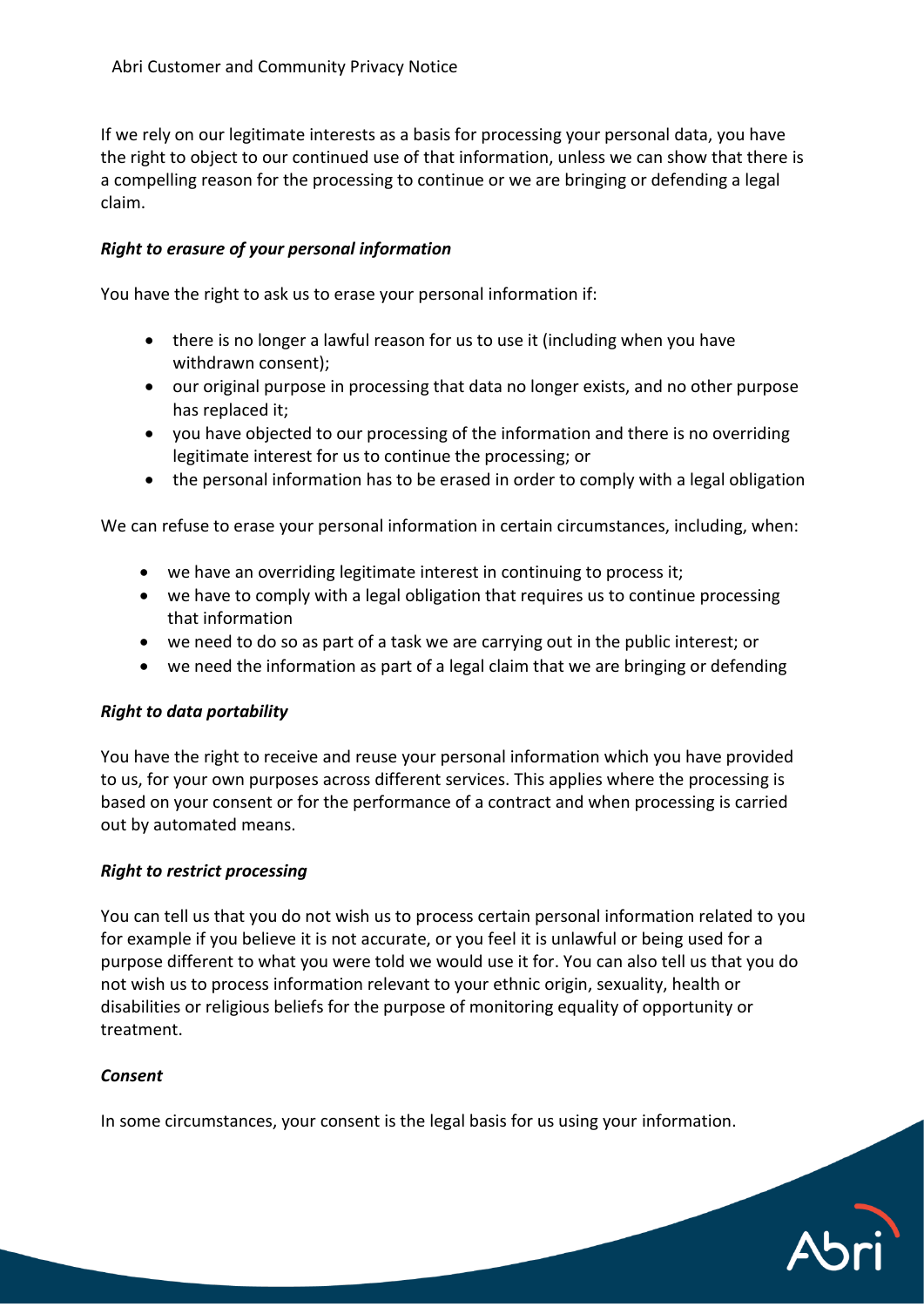If we rely on our legitimate interests as a basis for processing your personal data, you have the right to object to our continued use of that information, unless we can show that there is a compelling reason for the processing to continue or we are bringing or defending a legal claim.

***Right to erasure of your personal information***

You have the right to ask us to erase your personal information if:

- there is no longer a lawful reason for us to use it (including when you have withdrawn consent);
- our original purpose in processing that data no longer exists, and no other purpose has replaced it;
- you have objected to our processing of the information and there is no overriding legitimate interest for us to continue the processing; or
- the personal information has to be erased in order to comply with a legal obligation

We can refuse to erase your personal information in certain circumstances, including, when:

- we have an overriding legitimate interest in continuing to process it;
- we have to comply with a legal obligation that requires us to continue processing that information
- we need to do so as part of a task we are carrying out in the public interest; or
- we need the information as part of a legal claim that we are bringing or defending

***Right to data portability***

You have the right to receive and reuse your personal information which you have provided to us, for your own purposes across different services. This applies where the processing is based on your consent or for the performance of a contract and when processing is carried out by automated means.

***Right to restrict processing***

You can tell us that you do not wish us to process certain personal information related to you for example if you believe it is not accurate, or you feel it is unlawful or being used for a purpose different to what you were told we would use it for. You can also tell us that you do not wish us to process information relevant to your ethnic origin, sexuality, health or disabilities or religious beliefs for the purpose of monitoring equality of opportunity or treatment.

***Consent***

In some circumstances, your consent is the legal basis for us using your information.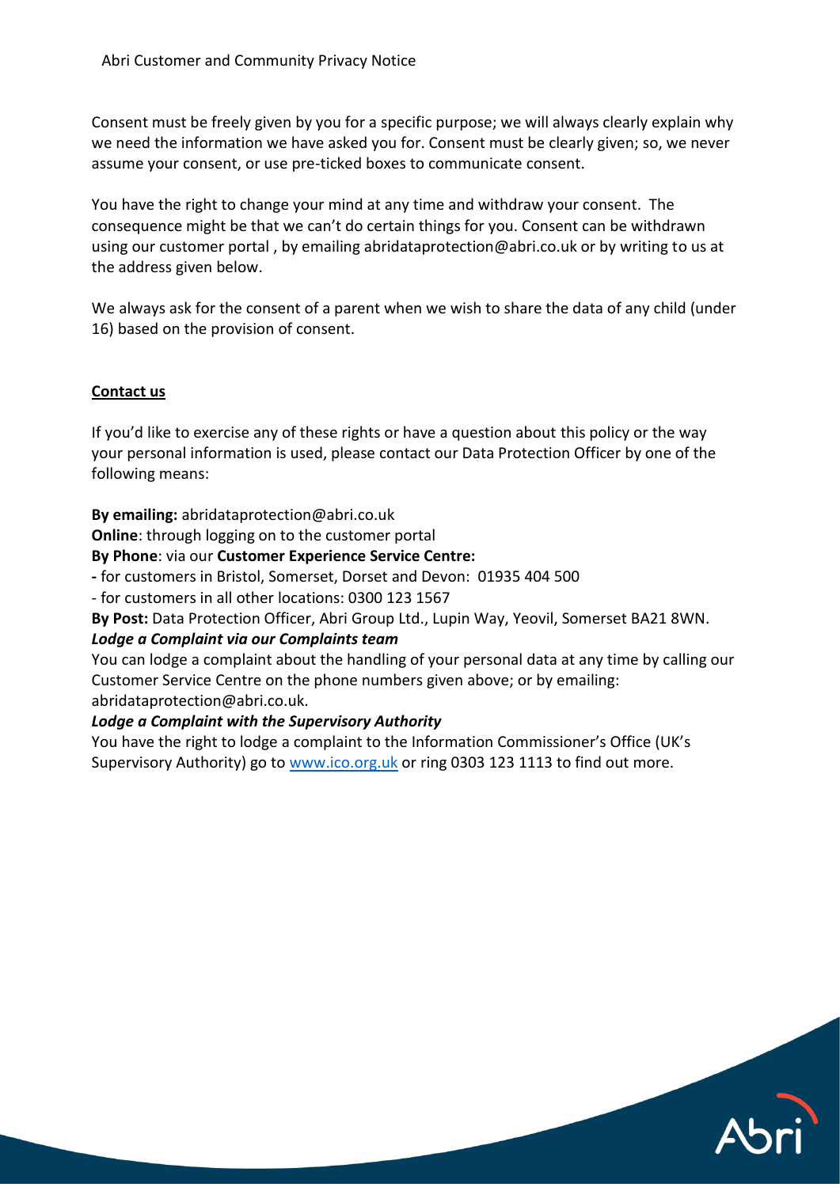Consent must be freely given by you for a specific purpose; we will always clearly explain why we need the information we have asked you for. Consent must be clearly given; so, we never assume your consent, or use pre-ticked boxes to communicate consent.

You have the right to change your mind at any time and withdraw your consent. The consequence might be that we can't do certain things for you. Consent can be withdrawn using our customer portal , by emailing abridataprotection@abri.co.uk or by writing to us at the address given below.

We always ask for the consent of a parent when we wish to share the data of any child (under 16) based on the provision of consent.

## Contact us

If you'd like to exercise any of these rights or have a question about this policy or the way your personal information is used, please contact our Data Protection Officer by one of the following means:

**By emailing:** abridataprotection@abri.co.uk
**Online**: through logging on to the customer portal
**By Phone**: via our **Customer Experience Service Centre:**
- for customers in Bristol, Somerset, Dorset and Devon: 01935 404 500
- for customers in all other locations: 0300 123 1567

**By Post:** Data Protection Officer, Abri Group Ltd., Lupin Way, Yeovil, Somerset BA21 8WN.

***Lodge a Complaint via our Complaints team***

You can lodge a complaint about the handling of your personal data at any time by calling our Customer Service Centre on the phone numbers given above; or by emailing: abridataprotection@abri.co.uk.

***Lodge a Complaint with the Supervisory Authority***

You have the right to lodge a complaint to the Information Commissioner's Office (UK's Supervisory Authority) go to www.ico.org.uk or ring 0303 123 1113 to find out more.